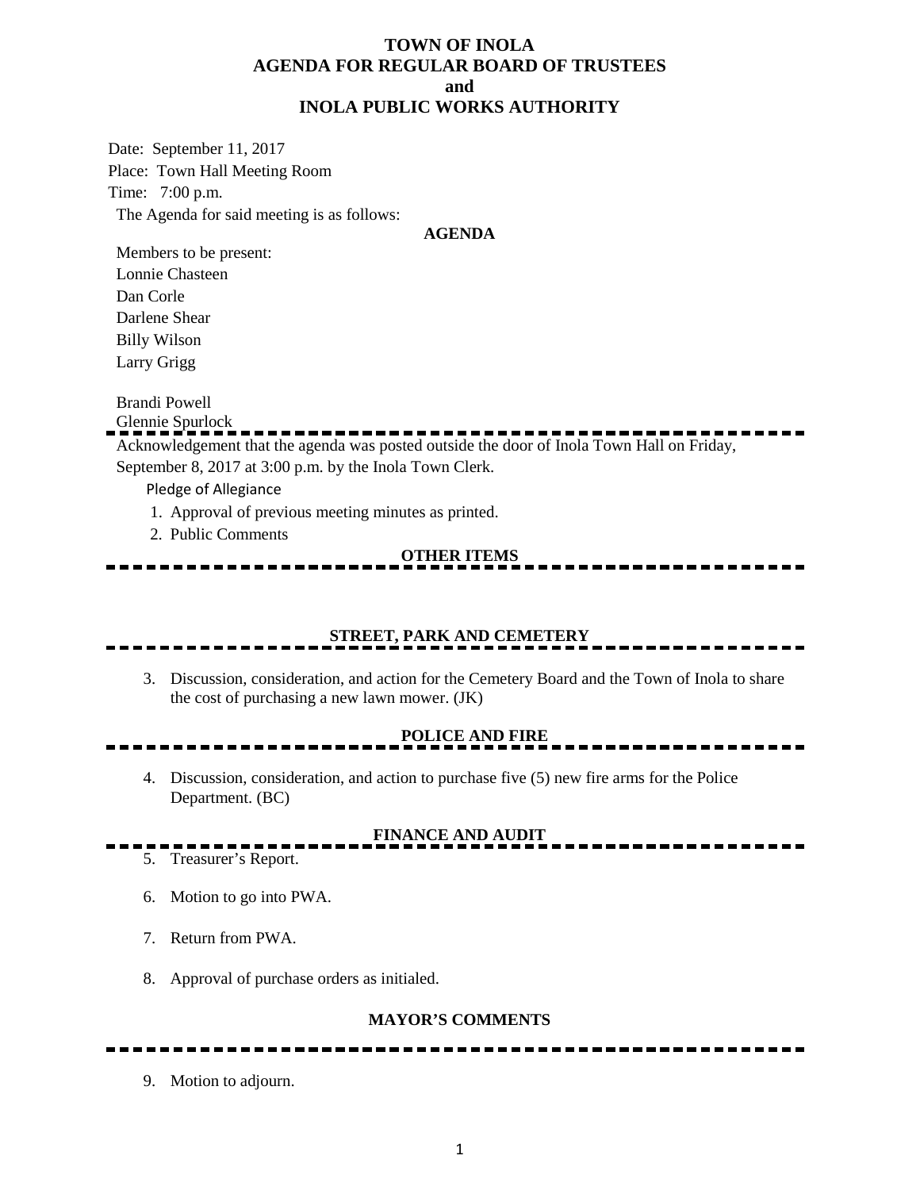# TOWN OF INOLA
# AGENDA FOR REGULAR BOARD OF TRUSTEES
# and
# INOLA PUBLIC WORKS AUTHORITY

Date: September 11, 2017
Place: Town Hall Meeting Room
Time: 7:00 p.m.

The Agenda for said meeting is as follows:

**AGENDA**

Members to be present:
Lonnie Chasteen
Dan Corle
Darlene Shear
Billy Wilson
Larry Grigg

Brandi Powell
Glennie Spurlock

---

Acknowledgement that the agenda was posted outside the door of Inola Town Hall on Friday, September 8, 2017 at 3:00 p.m. by the Inola Town Clerk.

Pledge of Allegiance

1. Approval of previous meeting minutes as printed.
2. Public Comments

**OTHER ITEMS**

---

**STREET, PARK AND CEMETERY**

---

3. Discussion, consideration, and action for the Cemetery Board and the Town of Inola to share the cost of purchasing a new lawn mower. (JK)

**POLICE AND FIRE**

---

4. Discussion, consideration, and action to purchase five (5) new fire arms for the Police Department. (BC)

**FINANCE AND AUDIT**

---

5. Treasurer's Report.
6. Motion to go into PWA.
7. Return from PWA.
8. Approval of purchase orders as initialed.

**MAYOR'S COMMENTS**

---

9. Motion to adjourn.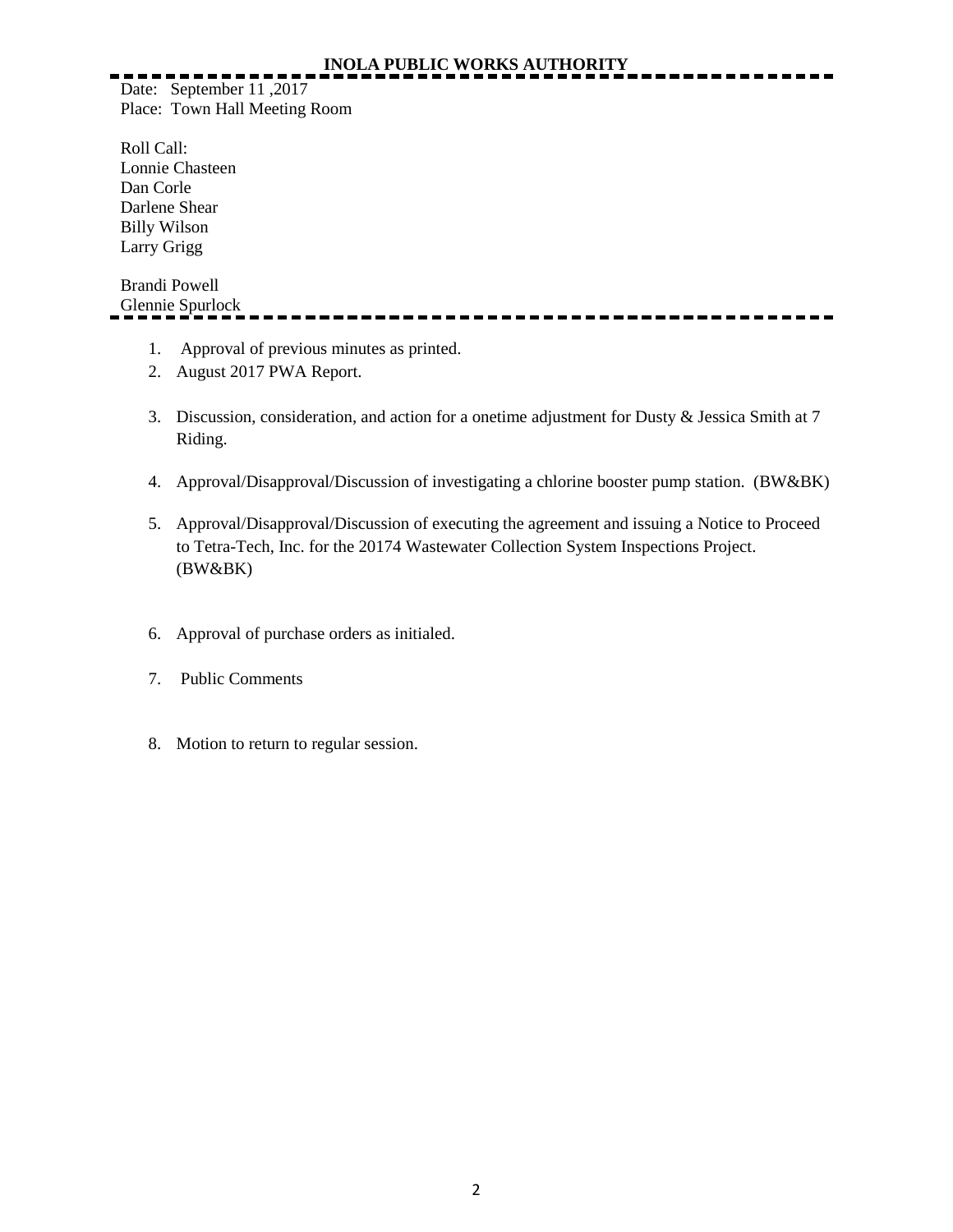**INOLA PUBLIC WORKS AUTHORITY**

Date: September 11 ,2017
Place: Town Hall Meeting Room

Roll Call:
Lonnie Chasteen
Dan Corle
Darlene Shear
Billy Wilson
Larry Grigg

Brandi Powell
Glennie Spurlock

1. Approval of previous minutes as printed.
2. August 2017 PWA Report.
3. Discussion, consideration, and action for a onetime adjustment for Dusty & Jessica Smith at 7 Riding.
4. Approval/Disapproval/Discussion of investigating a chlorine booster pump station. (BW&BK)
5. Approval/Disapproval/Discussion of executing the agreement and issuing a Notice to Proceed to Tetra-Tech, Inc. for the 20174 Wastewater Collection System Inspections Project. (BW&BK)
6. Approval of purchase orders as initialed.
7. Public Comments
8. Motion to return to regular session.